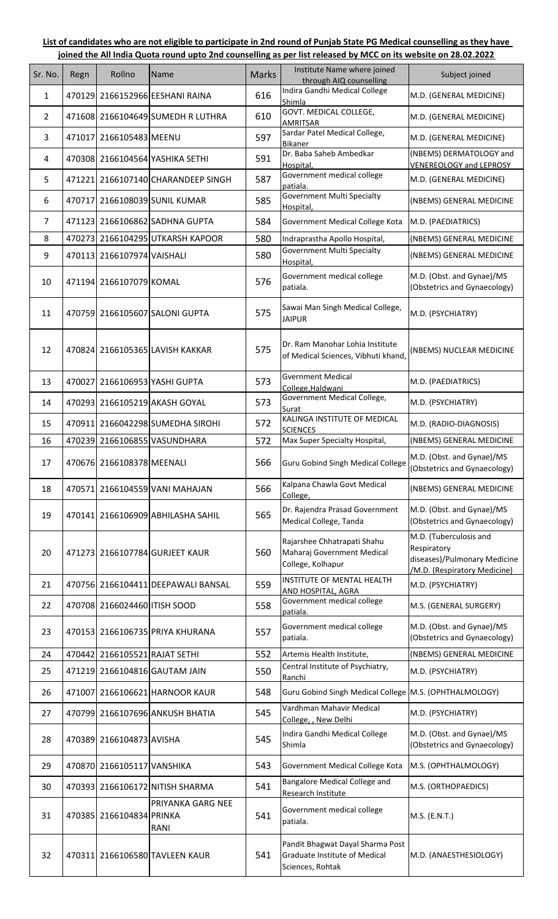**List of candidates who are not eligible to participate in 2nd round of Punjab State PG Medical counselling as they have joined the All India Quota round upto 2nd counselling as per list released by MCC on its website on 28.02.2022**

| Sr. No. | Regn | Rollno | Name | Marks | Institute Name where joined through AIQ counselling | Subject joined |
|---|---|---|---|---|---|---|
| 1 | 470129 | 2166152966 | EESHANI RAINA | 616 | Indira Gandhi Medical College Shimla | M.D. (GENERAL MEDICINE) |
| 2 | 471608 | 2166104649 | SUMEDH R LUTHRA | 610 | GOVT. MEDICAL COLLEGE, AMRITSAR | M.D. (GENERAL MEDICINE) |
| 3 | 471017 | 2166105483 | MEENU | 597 | Sardar Patel Medical College, Bikaner | M.D. (GENERAL MEDICINE) |
| 4 | 470308 | 2166104564 | YASHIKA SETHI | 591 | Dr. Baba Saheb Ambedkar Hospital, | (NBEMS) DERMATOLOGY and VENEREOLOGY and LEPROSY |
| 5 | 471221 | 2166107140 | CHARANDEEP SINGH | 587 | Government medical college patiala. | M.D. (GENERAL MEDICINE) |
| 6 | 470717 | 2166108039 | SUNIL KUMAR | 585 | Government Multi Specialty Hospital, | (NBEMS) GENERAL MEDICINE |
| 7 | 471123 | 2166106862 | SADHNA GUPTA | 584 | Government Medical College Kota | M.D. (PAEDIATRICS) |
| 8 | 470273 | 2166104295 | UTKARSH KAPOOR | 580 | Indraprastha Apollo Hospital, | (NBEMS) GENERAL MEDICINE |
| 9 | 470113 | 2166107974 | VAISHALI | 580 | Government Multi Specialty Hospital, | (NBEMS) GENERAL MEDICINE |
| 10 | 471194 | 2166107079 | KOMAL | 576 | Government medical college patiala. | M.D. (Obst. and Gynae)/MS (Obstetrics and Gynaecology) |
| 11 | 470759 | 2166105607 | SALONI GUPTA | 575 | Sawai Man Singh Medical College, JAIPUR | M.D. (PSYCHIATRY) |
| 12 | 470824 | 2166105365 | LAVISH KAKKAR | 575 | Dr. Ram Manohar Lohia Institute of Medical Sciences, Vibhuti khand, | (NBEMS) NUCLEAR MEDICINE |
| 13 | 470027 | 2166106953 | YASHI GUPTA | 573 | Gvernment Medical College,Haldwani | M.D. (PAEDIATRICS) |
| 14 | 470293 | 2166105219 | AKASH GOYAL | 573 | Government Medical College, Surat | M.D. (PSYCHIATRY) |
| 15 | 470911 | 2166042298 | SUMEDHA SIROHI | 572 | KALINGA INSTITUTE OF MEDICAL SCIENCES | M.D. (RADIO-DIAGNOSIS) |
| 16 | 470239 | 2166106855 | VASUNDHARA | 572 | Max Super Specialty Hospital, | (NBEMS) GENERAL MEDICINE |
| 17 | 470676 | 2166108378 | MEENALI | 566 | Guru Gobind Singh Medical College | M.D. (Obst. and Gynae)/MS (Obstetrics and Gynaecology) |
| 18 | 470571 | 2166104559 | VANI MAHAJAN | 566 | Kalpana Chawla Govt Medical College, | (NBEMS) GENERAL MEDICINE |
| 19 | 470141 | 2166106909 | ABHILASHA SAHIL | 565 | Dr. Rajendra Prasad Government Medical College, Tanda | M.D. (Obst. and Gynae)/MS (Obstetrics and Gynaecology) |
| 20 | 471273 | 2166107784 | GURJEET KAUR | 560 | Rajarshee Chhatrapati Shahu Maharaj Government Medical College, Kolhapur | M.D. (Tuberculosis and Respiratory diseases)/Pulmonary Medicine /M.D. (Respiratory Medicine) |
| 21 | 470756 | 2166104411 | DEEPAWALI BANSAL | 559 | INSTITUTE OF MENTAL HEALTH AND HOSPITAL, AGRA | M.D. (PSYCHIATRY) |
| 22 | 470708 | 2166024460 | ITISH SOOD | 558 | Government medical college patiala. | M.S. (GENERAL SURGERY) |
| 23 | 470153 | 2166106735 | PRIYA KHURANA | 557 | Government medical college patiala. | M.D. (Obst. and Gynae)/MS (Obstetrics and Gynaecology) |
| 24 | 470442 | 2166105521 | RAJAT SETHI | 552 | Artemis Health Institute, | (NBEMS) GENERAL MEDICINE |
| 25 | 471219 | 2166104816 | GAUTAM JAIN | 550 | Central Institute of Psychiatry, Ranchi | M.D. (PSYCHIATRY) |
| 26 | 471007 | 2166106621 | HARNOOR KAUR | 548 | Guru Gobind Singh Medical College | M.S. (OPHTHALMOLOGY) |
| 27 | 470799 | 2166107696 | ANKUSH BHATIA | 545 | Vardhman Mahavir Medical College, , New Delhi | M.D. (PSYCHIATRY) |
| 28 | 470389 | 2166104873 | AVISHA | 545 | Indira Gandhi Medical College Shimla | M.D. (Obst. and Gynae)/MS (Obstetrics and Gynaecology) |
| 29 | 470870 | 2166105117 | VANSHIKA | 543 | Government Medical College Kota | M.S. (OPHTHALMOLOGY) |
| 30 | 470393 | 2166106172 | NITISH SHARMA | 541 | Bangalore Medical College and Research Institute | M.S. (ORTHOPAEDICS) |
| 31 | 470385 | 2166104834 | PRIYANKA GARG NEE PRINKA RANI | 541 | Government medical college patiala. | M.S. (E.N.T.) |
| 32 | 470311 | 2166106580 | TAVLEEN KAUR | 541 | Pandit Bhagwat Dayal Sharma Post Graduate Institute of Medical Sciences, Rohtak | M.D. (ANAESTHESIOLOGY) |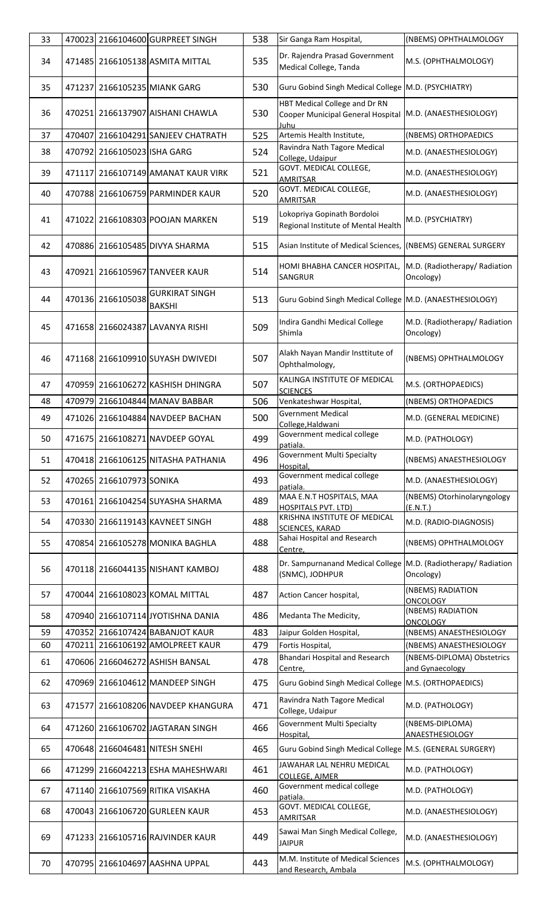| 33 | 470023 | 2166104600 | GURPREET SINGH | 538 | Sir Ganga Ram Hospital, | (NBEMS) OPHTHALMOLOGY |
|---|---|---|---|---|---|---|
| 34 | 471485 | 2166105138 | ASMITA MITTAL | 535 | Dr. Rajendra Prasad Government Medical College, Tanda | M.S. (OPHTHALMOLOGY) |
| 35 | 471237 | 2166105235 | MIANK GARG | 530 | Guru Gobind Singh Medical College | M.D. (PSYCHIATRY) |
| 36 | 470251 | 2166137907 | AISHANI CHAWLA | 530 | HBT Medical College and Dr RN Cooper Municipal General Hospital Juhu | M.D. (ANAESTHESIOLOGY) |
| 37 | 470407 | 2166104291 | SANJEEV CHATRATH | 525 | Artemis Health Institute, | (NBEMS) ORTHOPAEDICS |
| 38 | 470792 | 2166105023 | ISHA GARG | 524 | Ravindra Nath Tagore Medical College, Udaipur | M.D. (ANAESTHESIOLOGY) |
| 39 | 471117 | 2166107149 | AMANAT KAUR VIRK | 521 | GOVT. MEDICAL COLLEGE, AMRITSAR | M.D. (ANAESTHESIOLOGY) |
| 40 | 470788 | 2166106759 | PARMINDER KAUR | 520 | GOVT. MEDICAL COLLEGE, AMRITSAR | M.D. (ANAESTHESIOLOGY) |
| 41 | 471022 | 2166108303 | POOJAN MARKEN | 519 | Lokopriya Gopinath Bordoloi Regional Institute of Mental Health | M.D. (PSYCHIATRY) |
| 42 | 470886 | 2166105485 | DIVYA SHARMA | 515 | Asian Institute of Medical Sciences, | (NBEMS) GENERAL SURGERY |
| 43 | 470921 | 2166105967 | TANVEER KAUR | 514 | HOMI BHABHA CANCER HOSPITAL, SANGRUR | M.D. (Radiotherapy/ Radiation Oncology) |
| 44 | 470136 | 2166105038 | GURKIRAT SINGH BAKSHI | 513 | Guru Gobind Singh Medical College | M.D. (ANAESTHESIOLOGY) |
| 45 | 471658 | 2166024387 | LAVANYA RISHI | 509 | Indira Gandhi Medical College Shimla | M.D. (Radiotherapy/ Radiation Oncology) |
| 46 | 471168 | 2166109910 | SUYASH DWIVEDI | 507 | Alakh Nayan Mandir Insttitute of Ophthalmology, | (NBEMS) OPHTHALMOLOGY |
| 47 | 470959 | 2166106272 | KASHISH DHINGRA | 507 | KALINGA INSTITUTE OF MEDICAL SCIENCES | M.S. (ORTHOPAEDICS) |
| 48 | 470979 | 2166104844 | MANAV BABBAR | 506 | Venkateshwar Hospital, | (NBEMS) ORTHOPAEDICS |
| 49 | 471026 | 2166104884 | NAVDEEP BACHAN | 500 | Gvernment Medical College,Haldwani | M.D. (GENERAL MEDICINE) |
| 50 | 471675 | 2166108271 | NAVDEEP GOYAL | 499 | Government medical college patiala. | M.D. (PATHOLOGY) |
| 51 | 470418 | 2166106125 | NITASHA PATHANIA | 496 | Government Multi Specialty Hospital, | (NBEMS) ANAESTHESIOLOGY |
| 52 | 470265 | 2166107973 | SONIKA | 493 | Government medical college patiala. | M.D. (ANAESTHESIOLOGY) |
| 53 | 470161 | 2166104254 | SUYASHA SHARMA | 489 | MAA E.N.T HOSPITALS, MAA HOSPITALS PVT. LTD) | (NBEMS) Otorhinolaryngology (E.N.T.) |
| 54 | 470330 | 2166119143 | KAVNEET SINGH | 488 | KRISHNA INSTITUTE OF MEDICAL SCIENCES, KARAD | M.D. (RADIO-DIAGNOSIS) |
| 55 | 470854 | 2166105278 | MONIKA BAGHLA | 488 | Sahai Hospital and Research Centre, | (NBEMS) OPHTHALMOLOGY |
| 56 | 470118 | 2166044135 | NISHANT KAMBOJ | 488 | Dr. Sampurnanand Medical College (SNMC), JODHPUR | M.D. (Radiotherapy/ Radiation Oncology) |
| 57 | 470044 | 2166108023 | KOMAL MITTAL | 487 | Action Cancer hospital, | (NBEMS) RADIATION ONCOLOGY |
| 58 | 470940 | 2166107114 | JYOTISHNA DANIA | 486 | Medanta The Medicity, | (NBEMS) RADIATION ONCOLOGY |
| 59 | 470352 | 2166107424 | BABANJOT KAUR | 483 | Jaipur Golden Hospital, | (NBEMS) ANAESTHESIOLOGY |
| 60 | 470211 | 2166106192 | AMOLPREET KAUR | 479 | Fortis Hospital, | (NBEMS) ANAESTHESIOLOGY |
| 61 | 470606 | 2166046272 | ASHISH BANSAL | 478 | Bhandari Hospital and Research Centre, | (NBEMS-DIPLOMA) Obstetrics and Gynaecology |
| 62 | 470969 | 2166104612 | MANDEEP SINGH | 475 | Guru Gobind Singh Medical College | M.S. (ORTHOPAEDICS) |
| 63 | 471577 | 2166108206 | NAVDEEP KHANGURA | 471 | Ravindra Nath Tagore Medical College, Udaipur | M.D. (PATHOLOGY) |
| 64 | 471260 | 2166106702 | JAGTARAN SINGH | 466 | Government Multi Specialty Hospital, | (NBEMS-DIPLOMA) ANAESTHESIOLOGY |
| 65 | 470648 | 2166046481 | NITESH SNEHI | 465 | Guru Gobind Singh Medical College | M.S. (GENERAL SURGERY) |
| 66 | 471299 | 2166042213 | ESHA MAHESHWARI | 461 | JAWAHAR LAL NEHRU MEDICAL COLLEGE, AJMER | M.D. (PATHOLOGY) |
| 67 | 471140 | 2166107569 | RITIKA VISAKHA | 460 | Government medical college patiala. | M.D. (PATHOLOGY) |
| 68 | 470043 | 2166106720 | GURLEEN KAUR | 453 | GOVT. MEDICAL COLLEGE, AMRITSAR | M.D. (ANAESTHESIOLOGY) |
| 69 | 471233 | 2166105716 | RAJVINDER KAUR | 449 | Sawai Man Singh Medical College, JAIPUR | M.D. (ANAESTHESIOLOGY) |
| 70 | 470795 | 2166104697 | AASHNA UPPAL | 443 | M.M. Institute of Medical Sciences and Research, Ambala | M.S. (OPHTHALMOLOGY) |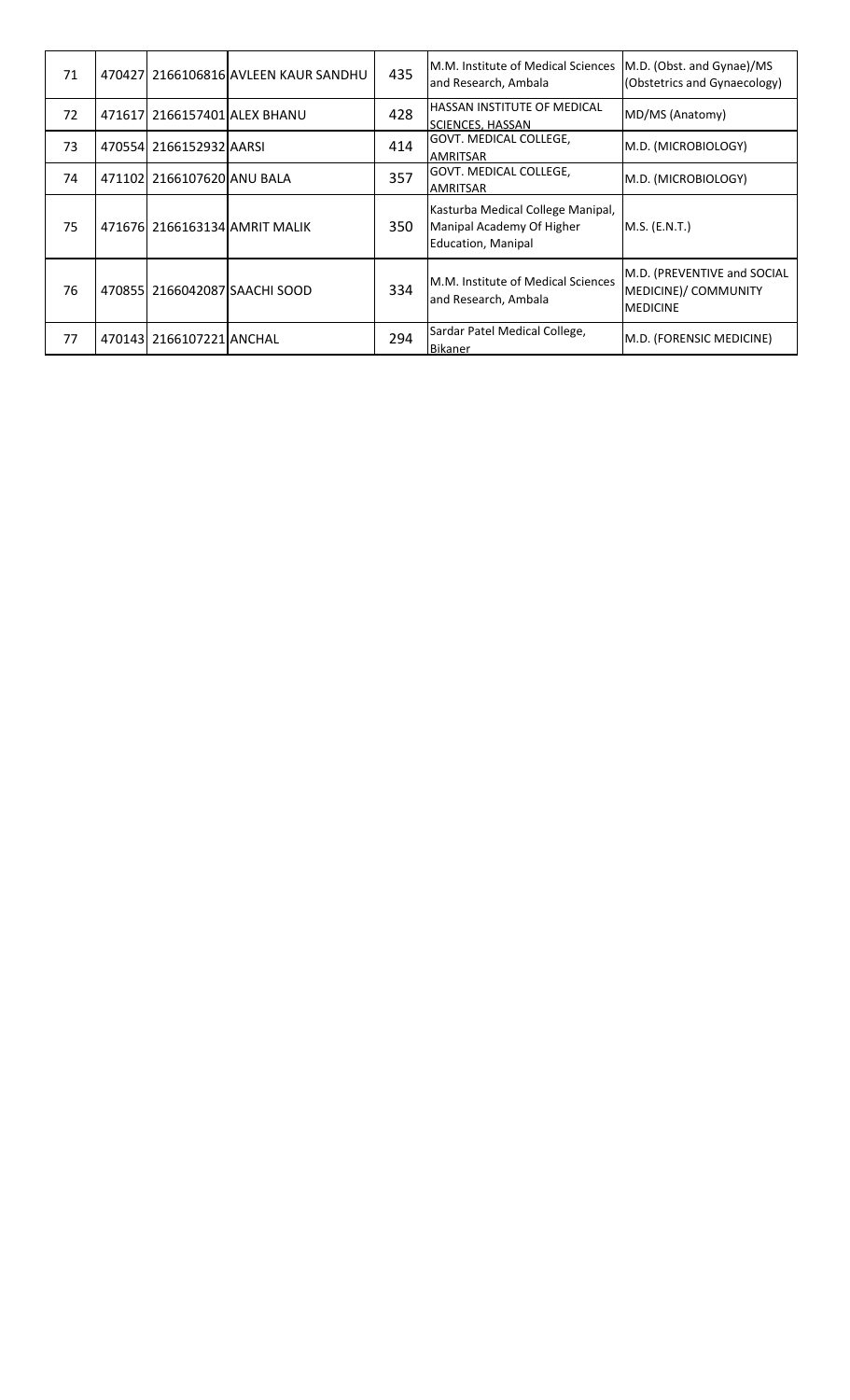| | | | | | | |
|---|---|---|---|---|---|---|
| 71 | 470427 | 2166106816 | AVLEEN KAUR SANDHU | 435 | M.M. Institute of Medical Sciences and Research, Ambala | M.D. (Obst. and Gynae)/MS (Obstetrics and Gynaecology) |
| 72 | 471617 | 2166157401 | ALEX BHANU | 428 | HASSAN INSTITUTE OF MEDICAL SCIENCES, HASSAN | MD/MS (Anatomy) |
| 73 | 470554 | 2166152932 | AARSI | 414 | GOVT. MEDICAL COLLEGE, AMRITSAR | M.D. (MICROBIOLOGY) |
| 74 | 471102 | 2166107620 | ANU BALA | 357 | GOVT. MEDICAL COLLEGE, AMRITSAR | M.D. (MICROBIOLOGY) |
| 75 | 471676 | 2166163134 | AMRIT MALIK | 350 | Kasturba Medical College Manipal, Manipal Academy Of Higher Education, Manipal | M.S. (E.N.T.) |
| 76 | 470855 | 2166042087 | SAACHI SOOD | 334 | M.M. Institute of Medical Sciences and Research, Ambala | M.D. (PREVENTIVE and SOCIAL MEDICINE)/ COMMUNITY MEDICINE |
| 77 | 470143 | 2166107221 | ANCHAL | 294 | Sardar Patel Medical College, Bikaner | M.D. (FORENSIC MEDICINE) |